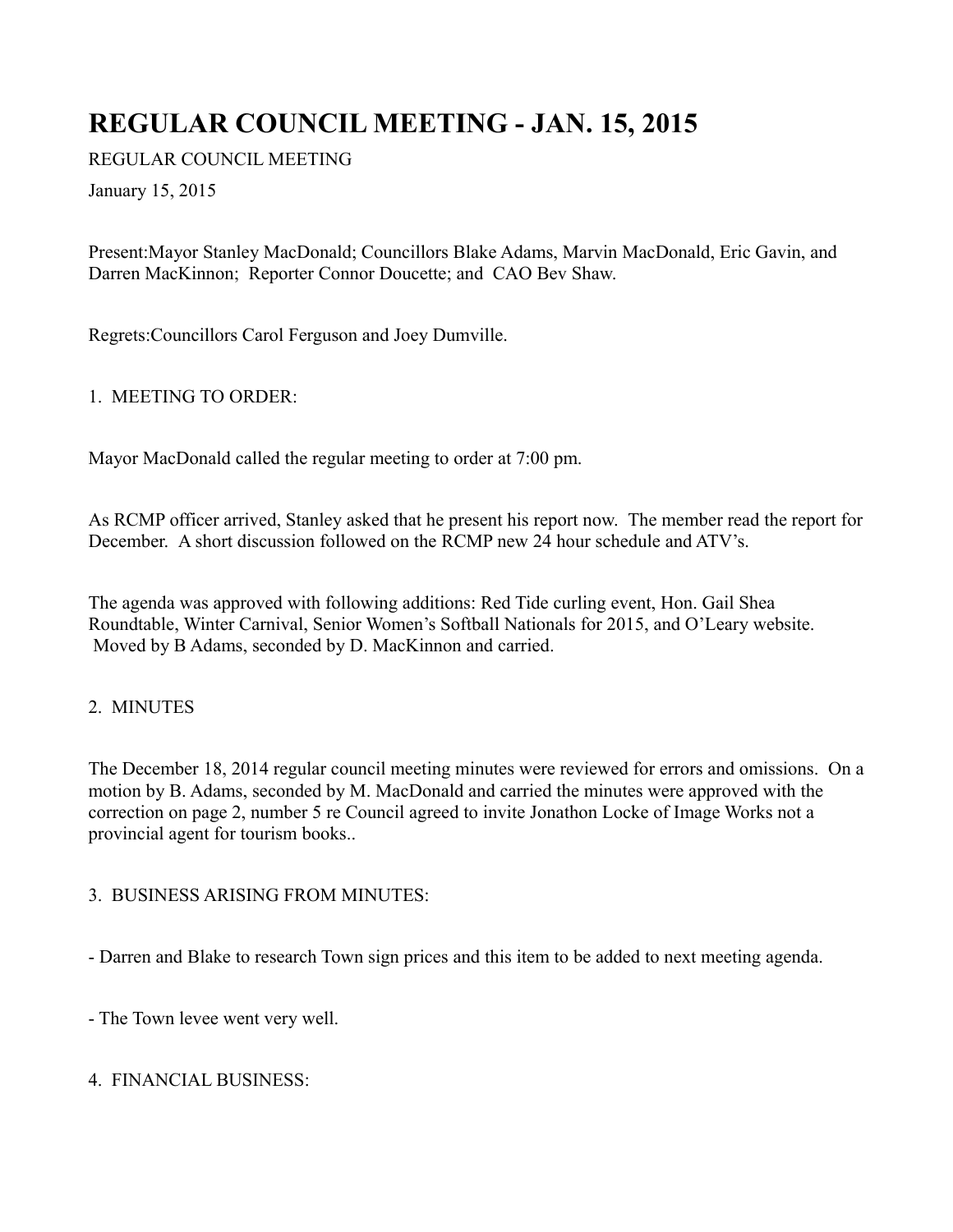# REGULAR COUNCIL MEETING - JAN. 15, 2015

REGULAR COUNCIL MEETING

January 15, 2015

Present:Mayor Stanley MacDonald; Councillors Blake Adams, Marvin MacDonald, Eric Gavin, and Darren MacKinnon; Reporter Connor Doucette; and CAO Bev Shaw.

Regrets:Councillors Carol Ferguson and Joey Dumville.

1. MEETING TO ORDER:

Mayor MacDonald called the regular meeting to order at 7:00 pm.

As RCMP officer arrived, Stanley asked that he present his report now. The member read the report for December. A short discussion followed on the RCMP new 24 hour schedule and ATV's.

The agenda was approved with following additions: Red Tide curling event, Hon. Gail Shea Roundtable, Winter Carnival, Senior Women's Softball Nationals for 2015, and O'Leary website. Moved by B Adams, seconded by D. MacKinnon and carried.

2. MINUTES

The December 18, 2014 regular council meeting minutes were reviewed for errors and omissions. On a motion by B. Adams, seconded by M. MacDonald and carried the minutes were approved with the correction on page 2, number 5 re Council agreed to invite Jonathon Locke of Image Works not a provincial agent for tourism books..

3. BUSINESS ARISING FROM MINUTES:

- Darren and Blake to research Town sign prices and this item to be added to next meeting agenda.

- The Town levee went very well.

4. FINANCIAL BUSINESS: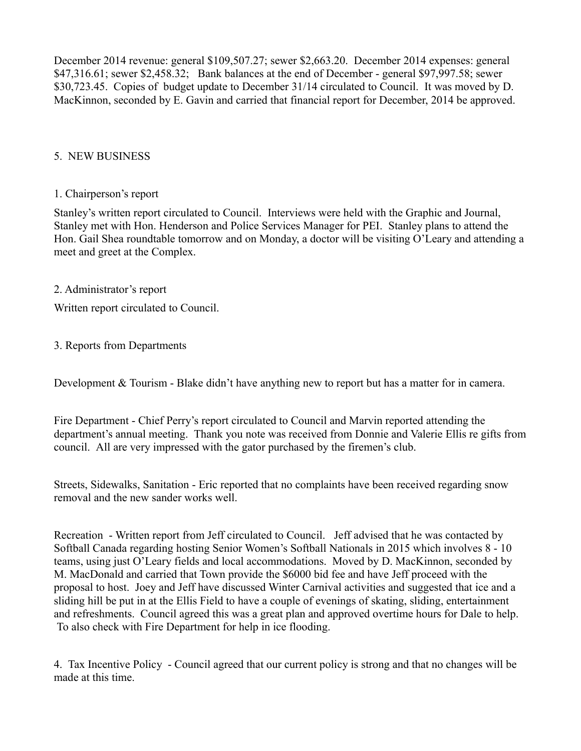December 2014 revenue: general $109,507.27; sewer $2,663.20. December 2014 expenses: general $47,316.61; sewer $2,458.32; Bank balances at the end of December - general $97,997.58; sewer $30,723.45. Copies of budget update to December 31/14 circulated to Council. It was moved by D. MacKinnon, seconded by E. Gavin and carried that financial report for December, 2014 be approved.

5. NEW BUSINESS

1. Chairperson's report

Stanley's written report circulated to Council. Interviews were held with the Graphic and Journal, Stanley met with Hon. Henderson and Police Services Manager for PEI. Stanley plans to attend the Hon. Gail Shea roundtable tomorrow and on Monday, a doctor will be visiting O'Leary and attending a meet and greet at the Complex.

2. Administrator's report

Written report circulated to Council.

3. Reports from Departments

Development & Tourism - Blake didn't have anything new to report but has a matter for in camera.

Fire Department - Chief Perry's report circulated to Council and Marvin reported attending the department's annual meeting. Thank you note was received from Donnie and Valerie Ellis re gifts from council. All are very impressed with the gator purchased by the firemen's club.

Streets, Sidewalks, Sanitation - Eric reported that no complaints have been received regarding snow removal and the new sander works well.

Recreation - Written report from Jeff circulated to Council. Jeff advised that he was contacted by Softball Canada regarding hosting Senior Women's Softball Nationals in 2015 which involves 8 - 10 teams, using just O'Leary fields and local accommodations. Moved by D. MacKinnon, seconded by M. MacDonald and carried that Town provide the $6000 bid fee and have Jeff proceed with the proposal to host. Joey and Jeff have discussed Winter Carnival activities and suggested that ice and a sliding hill be put in at the Ellis Field to have a couple of evenings of skating, sliding, entertainment and refreshments. Council agreed this was a great plan and approved overtime hours for Dale to help. To also check with Fire Department for help in ice flooding.

4. Tax Incentive Policy - Council agreed that our current policy is strong and that no changes will be made at this time.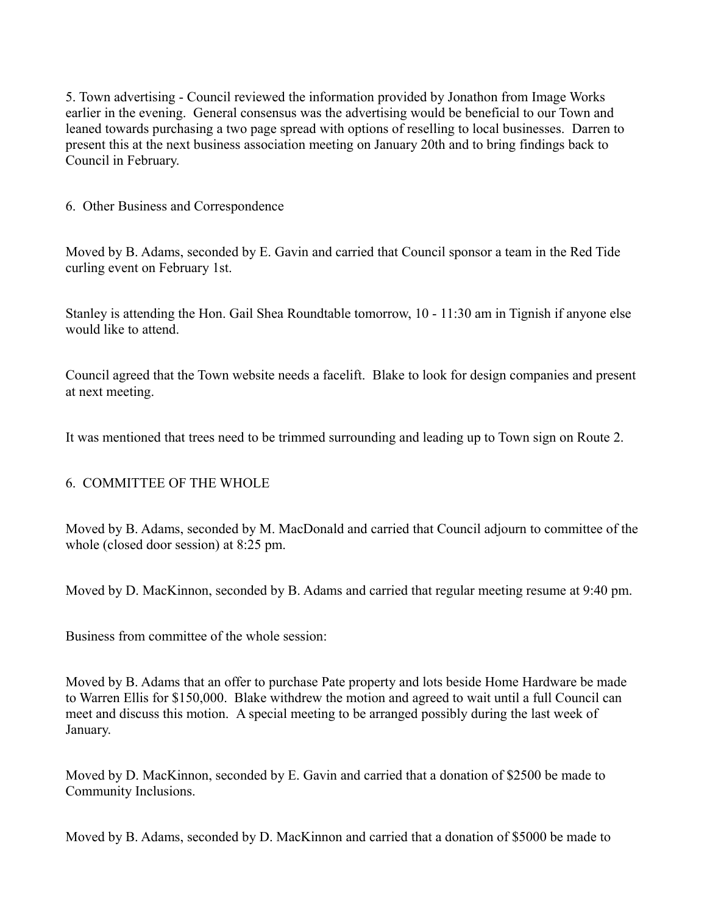5. Town advertising - Council reviewed the information provided by Jonathon from Image Works earlier in the evening. General consensus was the advertising would be beneficial to our Town and leaned towards purchasing a two page spread with options of reselling to local businesses. Darren to present this at the next business association meeting on January 20th and to bring findings back to Council in February.

6. Other Business and Correspondence

Moved by B. Adams, seconded by E. Gavin and carried that Council sponsor a team in the Red Tide curling event on February 1st.

Stanley is attending the Hon. Gail Shea Roundtable tomorrow, 10 - 11:30 am in Tignish if anyone else would like to attend.

Council agreed that the Town website needs a facelift. Blake to look for design companies and present at next meeting.

It was mentioned that trees need to be trimmed surrounding and leading up to Town sign on Route 2.

6. COMMITTEE OF THE WHOLE

Moved by B. Adams, seconded by M. MacDonald and carried that Council adjourn to committee of the whole (closed door session) at 8:25 pm.

Moved by D. MacKinnon, seconded by B. Adams and carried that regular meeting resume at 9:40 pm.

Business from committee of the whole session:

Moved by B. Adams that an offer to purchase Pate property and lots beside Home Hardware be made to Warren Ellis for $150,000. Blake withdrew the motion and agreed to wait until a full Council can meet and discuss this motion. A special meeting to be arranged possibly during the last week of January.

Moved by D. MacKinnon, seconded by E. Gavin and carried that a donation of $2500 be made to Community Inclusions.

Moved by B. Adams, seconded by D. MacKinnon and carried that a donation of $5000 be made to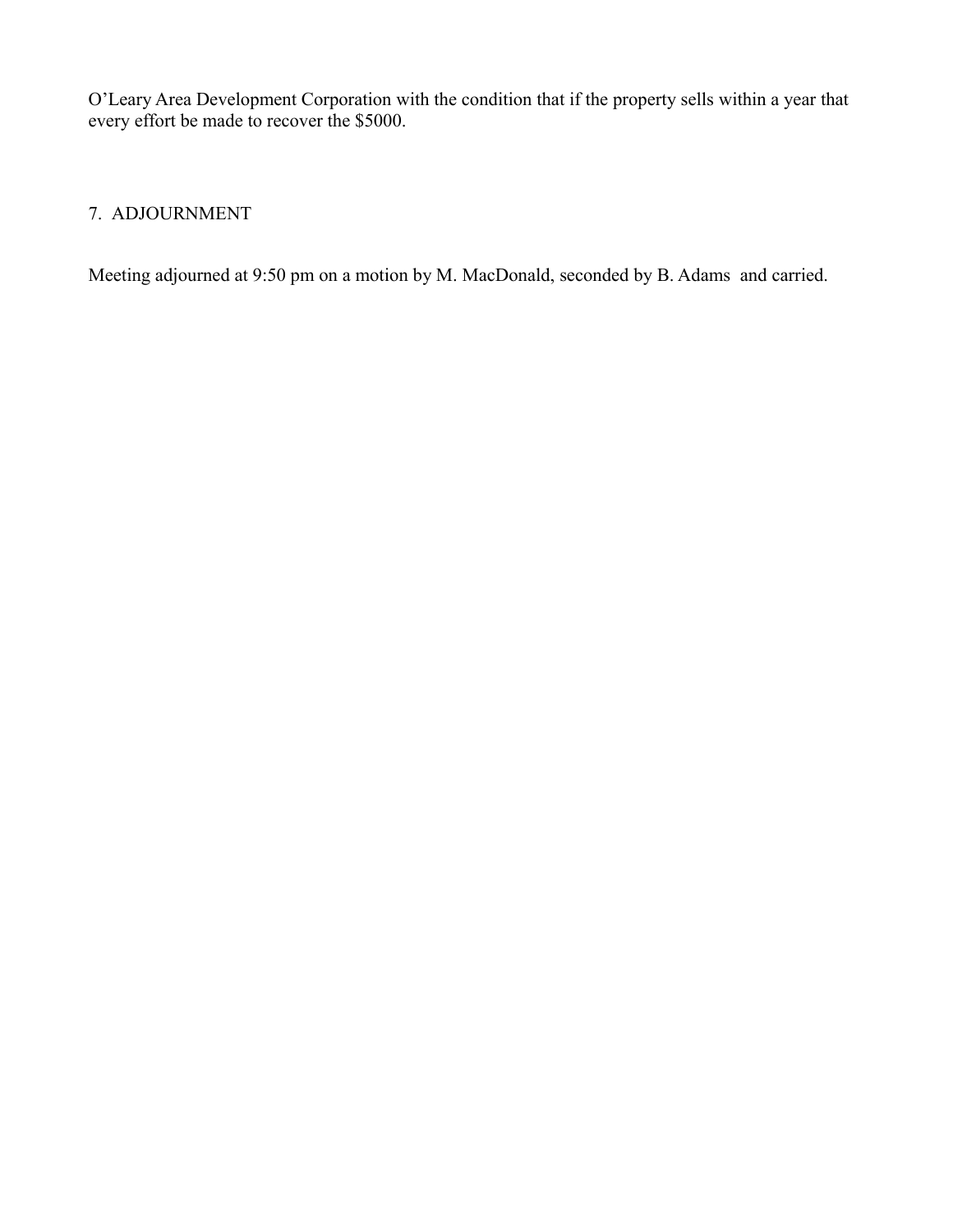O'Leary Area Development Corporation with the condition that if the property sells within a year that every effort be made to recover the $5000.

## 7. ADJOURNMENT

Meeting adjourned at 9:50 pm on a motion by M. MacDonald, seconded by B. Adams and carried.